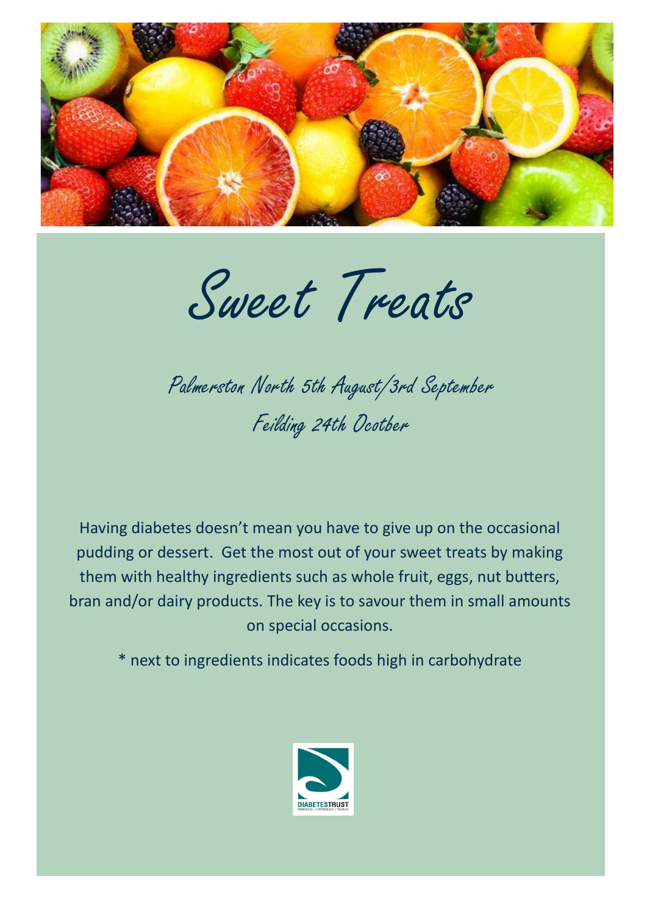# Sweet Treats

Palmerston North 5th August/3rd September

Feilding 24th Ocotber

Having diabetes doesn't mean you have to give up on the occasional pudding or dessert. Get the most out of your sweet treats by making them with healthy ingredients such as whole fruit, eggs, nut butters, bran and/or dairy products. The key is to savour them in small amounts on special occasions.

* next to ingredients indicates foods high in carbohydrate

DIABETESTRUST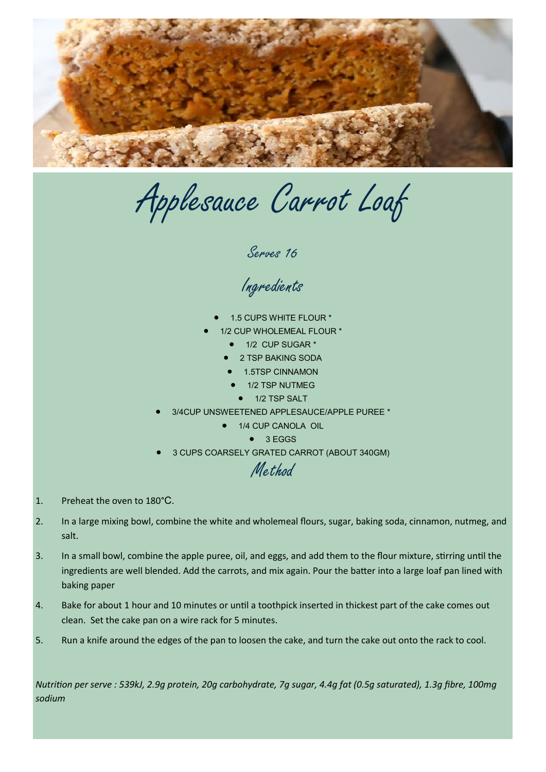# Applesauce Carrot Loaf

### Serves 16

## Ingredients

- 1.5 CUPS WHITE FLOUR *
- 1/2 CUP WHOLEMEAL FLOUR *
- 1/2 CUP SUGAR *
- 2 TSP BAKING SODA
- 1.5TSP CINNAMON
- 1/2 TSP NUTMEG
- 1/2 TSP SALT
- 3/4CUP UNSWEETENED APPLESAUCE/APPLE PUREE *
- 1/4 CUP CANOLA OIL
- 3 EGGS
- 3 CUPS COARSELY GRATED CARROT (ABOUT 340GM)

## Method

1. Preheat the oven to 180°C.
2. In a large mixing bowl, combine the white and wholemeal flours, sugar, baking soda, cinnamon, nutmeg, and salt.
3. In a small bowl, combine the apple puree, oil, and eggs, and add them to the flour mixture, stirring until the ingredients are well blended. Add the carrots, and mix again. Pour the batter into a large loaf pan lined with baking paper
4. Bake for about 1 hour and 10 minutes or until a toothpick inserted in thickest part of the cake comes out clean. Set the cake pan on a wire rack for 5 minutes.
5. Run a knife around the edges of the pan to loosen the cake, and turn the cake out onto the rack to cool.

*Nutrition per serve : 539kJ, 2.9g protein, 20g carbohydrate, 7g sugar, 4.4g fat (0.5g saturated), 1.3g fibre, 100mg sodium*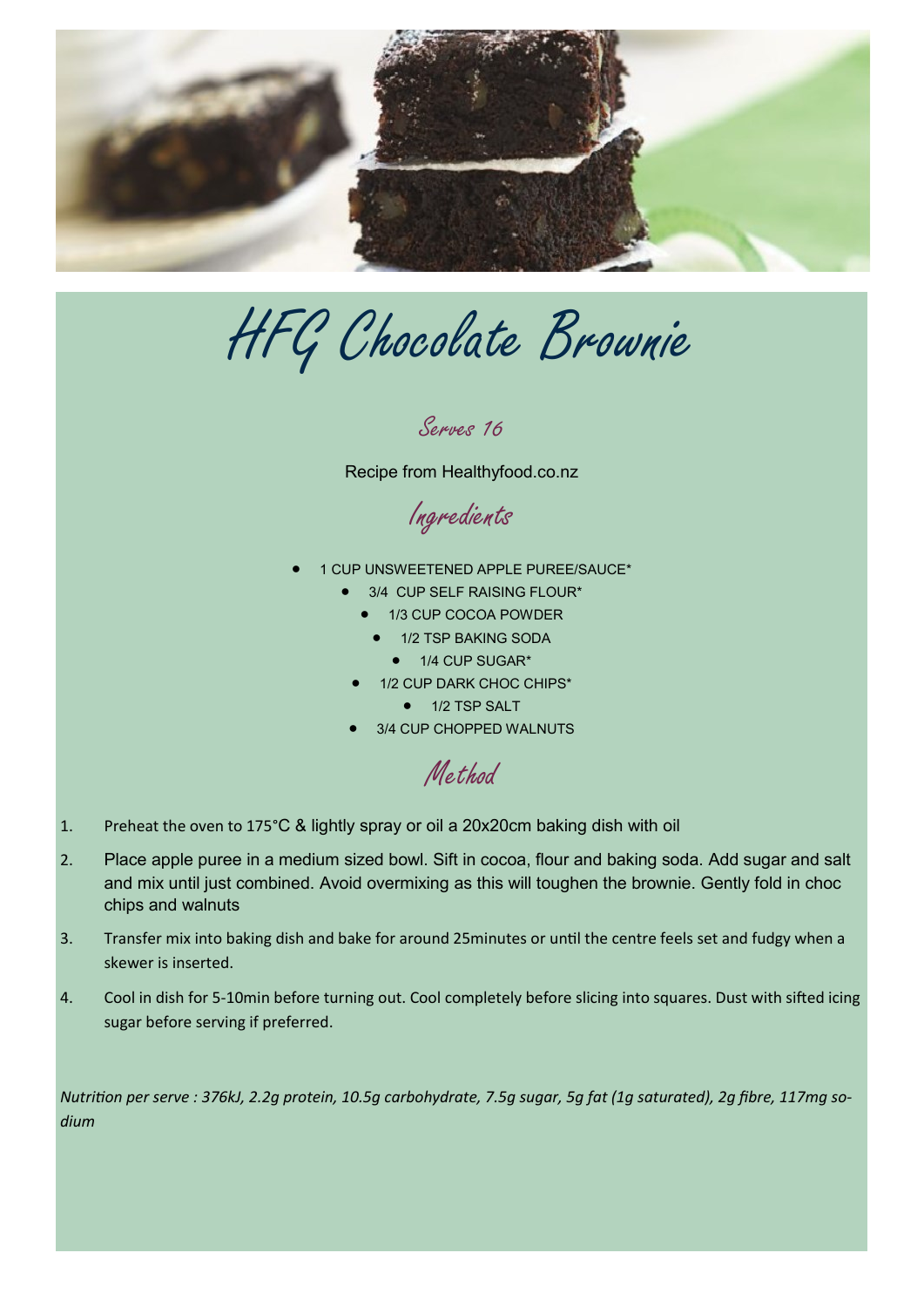# HFG Chocolate Brownie

## Serves 16

Recipe from Healthyfood.co.nz

## Ingredients

- 1 CUP UNSWEETENED APPLE PUREE/SAUCE*
- 3/4 CUP SELF RAISING FLOUR*
- 1/3 CUP COCOA POWDER
- 1/2 TSP BAKING SODA
- 1/4 CUP SUGAR*
- 1/2 CUP DARK CHOC CHIPS*
- 1/2 TSP SALT
- 3/4 CUP CHOPPED WALNUTS

## Method

1. Preheat the oven to 175°C & lightly spray or oil a 20x20cm baking dish with oil
2. Place apple puree in a medium sized bowl. Sift in cocoa, flour and baking soda. Add sugar and salt and mix until just combined. Avoid overmixing as this will toughen the brownie. Gently fold in choc chips and walnuts
3. Transfer mix into baking dish and bake for around 25minutes or until the centre feels set and fudgy when a skewer is inserted.
4. Cool in dish for 5-10min before turning out. Cool completely before slicing into squares. Dust with sifted icing sugar before serving if preferred.

*Nutrition per serve : 376kJ, 2.2g protein, 10.5g carbohydrate, 7.5g sugar, 5g fat (1g saturated), 2g fibre, 117mg sodium*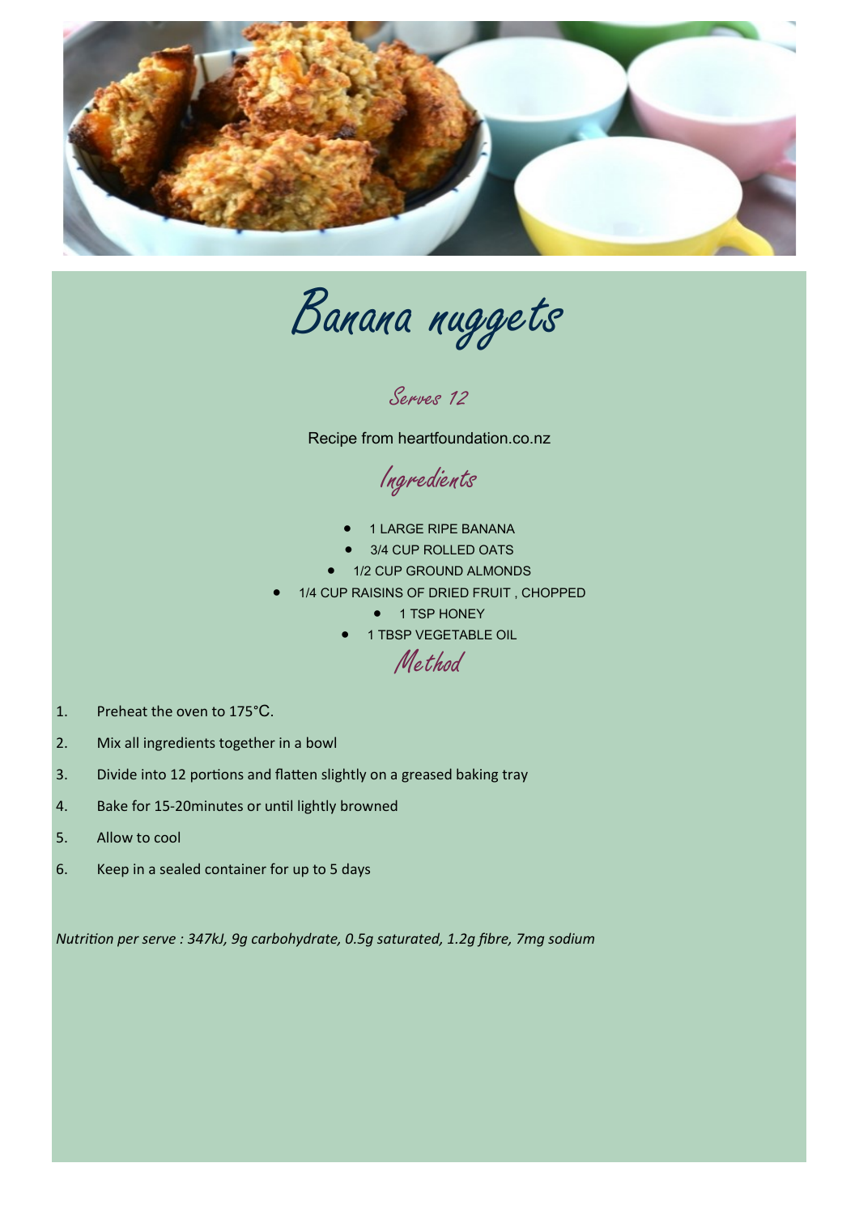# Banana nuggets

### Serves 12

Recipe from heartfoundation.co.nz

## Ingredients

- 1 LARGE RIPE BANANA
- 3/4 CUP ROLLED OATS
- 1/2 CUP GROUND ALMONDS
- 1/4 CUP RAISINS OF DRIED FRUIT , CHOPPED
- 1 TSP HONEY
- 1 TBSP VEGETABLE OIL

## Method

1. Preheat the oven to 175°C.
2. Mix all ingredients together in a bowl
3. Divide into 12 portions and flatten slightly on a greased baking tray
4. Bake for 15-20minutes or until lightly browned
5. Allow to cool
6. Keep in a sealed container for up to 5 days

*Nutrition per serve : 347kJ, 9g carbohydrate, 0.5g saturated, 1.2g fibre, 7mg sodium*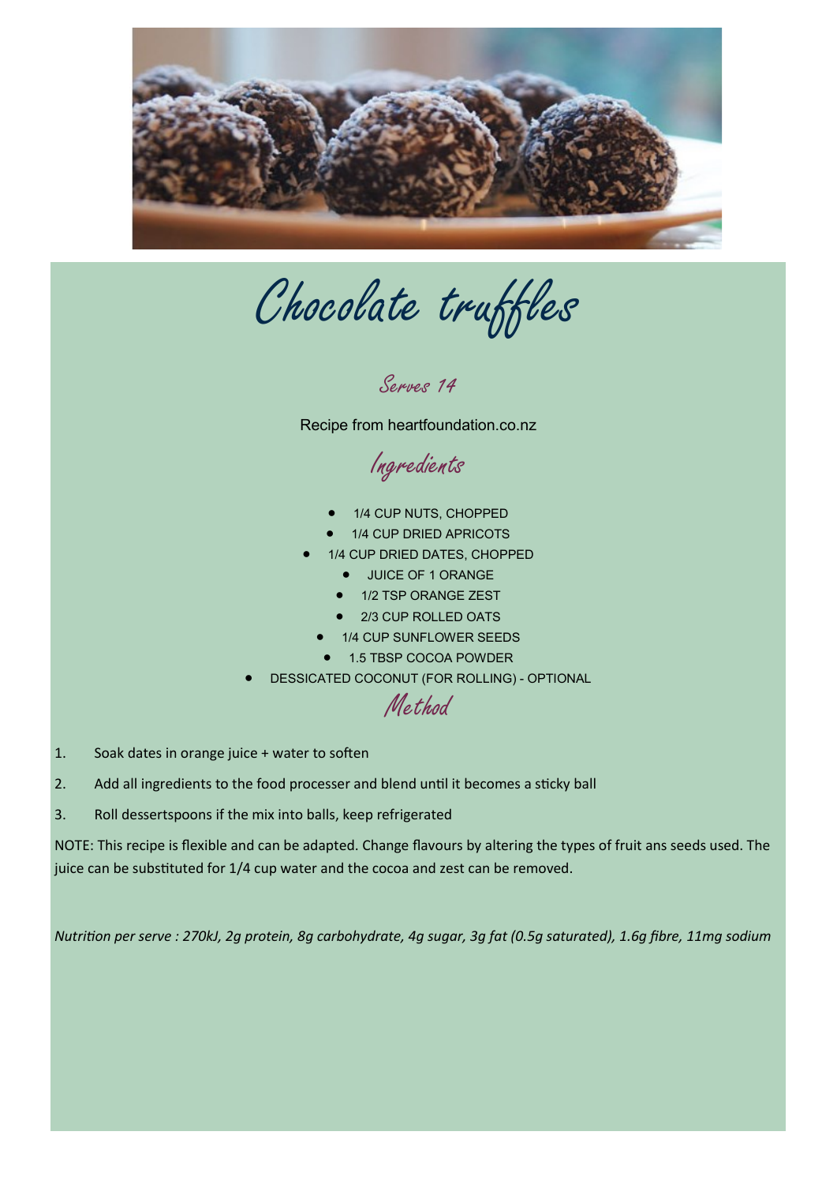# Chocolate truffles

### Serves 14

Recipe from heartfoundation.co.nz

## Ingredients

- 1/4 CUP NUTS, CHOPPED
- 1/4 CUP DRIED APRICOTS
- 1/4 CUP DRIED DATES, CHOPPED
- JUICE OF 1 ORANGE
- 1/2 TSP ORANGE ZEST
- 2/3 CUP ROLLED OATS
- 1/4 CUP SUNFLOWER SEEDS
- 1.5 TBSP COCOA POWDER
- DESSICATED COCONUT (FOR ROLLING) - OPTIONAL

## Method

1. Soak dates in orange juice + water to soften
2. Add all ingredients to the food processer and blend until it becomes a sticky ball
3. Roll dessertspoons if the mix into balls, keep refrigerated

NOTE: This recipe is flexible and can be adapted. Change flavours by altering the types of fruit ans seeds used. The juice can be substituted for 1/4 cup water and the cocoa and zest can be removed.

*Nutrition per serve : 270kJ, 2g protein, 8g carbohydrate, 4g sugar, 3g fat (0.5g saturated), 1.6g fibre, 11mg sodium*